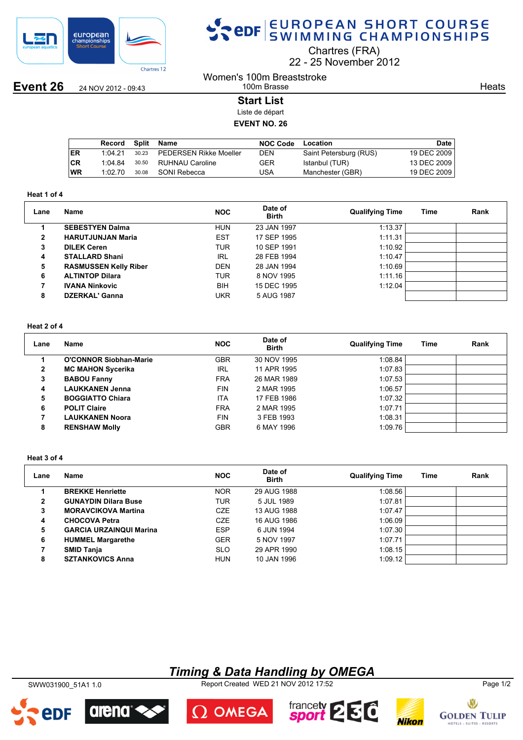# EUROPEAN SHORT COURSE SWIMMING CHAMPIONSHIPS

Chartres (FRA)
22 - 25 November 2012

**Event 26** 24 NOV 2012 - 09:43

Women's 100m Breaststroke
100m Brasse

Heats

## Start List

Liste de départ

**EVENT NO. 26**

| | Record | Split | Name | NOC Code | Location | Date |
|---|---|---|---|---|---|---|
| ER | 1:04.21 | 30.23 | PEDERSEN Rikke Moeller | DEN | Saint Petersburg (RUS) | 19 DEC 2009 |
| CR | 1:04.84 | 30.50 | RUHNAU Caroline | GER | Istanbul (TUR) | 13 DEC 2009 |
| WR | 1:02.70 | 30.08 | SONI Rebecca | USA | Manchester (GBR) | 19 DEC 2009 |

### Heat 1 of 4

| Lane | Name | NOC | Date of Birth | Qualifying Time | Time | Rank |
|---|---|---|---|---|---|---|
| 1 | **SEBESTYEN Dalma** | HUN | 23 JAN 1997 | 1:13.37 | | |
| 2 | **HARUTJUNJAN Maria** | EST | 17 SEP 1995 | 1:11.31 | | |
| 3 | **DILEK Ceren** | TUR | 10 SEP 1991 | 1:10.92 | | |
| 4 | **STALLARD Shani** | IRL | 28 FEB 1994 | 1:10.47 | | |
| 5 | **RASMUSSEN Kelly Riber** | DEN | 28 JAN 1994 | 1:10.69 | | |
| 6 | **ALTINTOP Dilara** | TUR | 8 NOV 1995 | 1:11.16 | | |
| 7 | **IVANA Ninkovic** | BIH | 15 DEC 1995 | 1:12.04 | | |
| 8 | **DZERKAL' Ganna** | UKR | 5 AUG 1987 | | | |

### Heat 2 of 4

| Lane | Name | NOC | Date of Birth | Qualifying Time | Time | Rank |
|---|---|---|---|---|---|---|
| 1 | **O'CONNOR Siobhan-Marie** | GBR | 30 NOV 1995 | 1:08.84 | | |
| 2 | **MC MAHON Sycerika** | IRL | 11 APR 1995 | 1:07.83 | | |
| 3 | **BABOU Fanny** | FRA | 26 MAR 1989 | 1:07.53 | | |
| 4 | **LAUKKANEN Jenna** | FIN | 2 MAR 1995 | 1:06.57 | | |
| 5 | **BOGGIATTO Chiara** | ITA | 17 FEB 1986 | 1:07.32 | | |
| 6 | **POLIT Claire** | FRA | 2 MAR 1995 | 1:07.71 | | |
| 7 | **LAUKKANEN Noora** | FIN | 3 FEB 1993 | 1:08.31 | | |
| 8 | **RENSHAW Molly** | GBR | 6 MAY 1996 | 1:09.76 | | |

### Heat 3 of 4

| Lane | Name | NOC | Date of Birth | Qualifying Time | Time | Rank |
|---|---|---|---|---|---|---|
| 1 | **BREKKE Henriette** | NOR | 29 AUG 1988 | 1:08.56 | | |
| 2 | **GUNAYDIN Dilara Buse** | TUR | 5 JUL 1989 | 1:07.81 | | |
| 3 | **MORAVCIKOVA Martina** | CZE | 13 AUG 1988 | 1:07.47 | | |
| 4 | **CHOCOVA Petra** | CZE | 16 AUG 1986 | 1:06.09 | | |
| 5 | **GARCIA URZAINQUI Marina** | ESP | 6 JUN 1994 | 1:07.30 | | |
| 6 | **HUMMEL Margarethe** | GER | 5 NOV 1997 | 1:07.71 | | |
| 7 | **SMID Tanja** | SLO | 29 APR 1990 | 1:08.15 | | |
| 8 | **SZTANKOVICS Anna** | HUN | 10 JAN 1996 | 1:09.12 | | |

*Timing & Data Handling by OMEGA*

SWW031900_51A1 1.0 Report Created WED 21 NOV 2012 17:52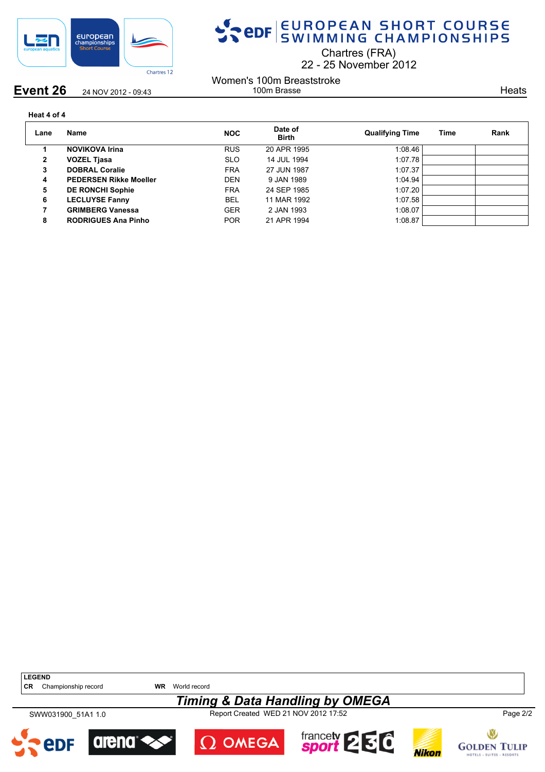# EUROPEAN SHORT COURSE SWIMMING CHAMPIONSHIPS

Chartres (FRA)
22 - 25 November 2012

## Event 26 — 24 NOV 2012 - 09:43

Women's 100m Breaststroke
100m Brasse

Heats

**Heat 4 of 4**

| Lane | Name | NOC | Date of Birth | Qualifying Time | Time | Rank |
|---|---|---|---|---|---|---|
| 1 | **NOVIKOVA Irina** | RUS | 20 APR 1995 | 1:08.46 | | |
| 2 | **VOZEL Tjasa** | SLO | 14 JUL 1994 | 1:07.78 | | |
| 3 | **DOBRAL Coralie** | FRA | 27 JUN 1987 | 1:07.37 | | |
| 4 | **PEDERSEN Rikke Moeller** | DEN | 9 JAN 1989 | 1:04.94 | | |
| 5 | **DE RONCHI Sophie** | FRA | 24 SEP 1985 | 1:07.20 | | |
| 6 | **LECLUYSE Fanny** | BEL | 11 MAR 1992 | 1:07.58 | | |
| 7 | **GRIMBERG Vanessa** | GER | 2 JAN 1993 | 1:08.07 | | |
| 8 | **RODRIGUES Ana Pinho** | POR | 21 APR 1994 | 1:08.87 | | |

**LEGEND**
**CR** Championship record **WR** World record

***Timing & Data Handling by OMEGA***

SWW031900_51A1 1.0 Report Created WED 21 NOV 2012 17:52